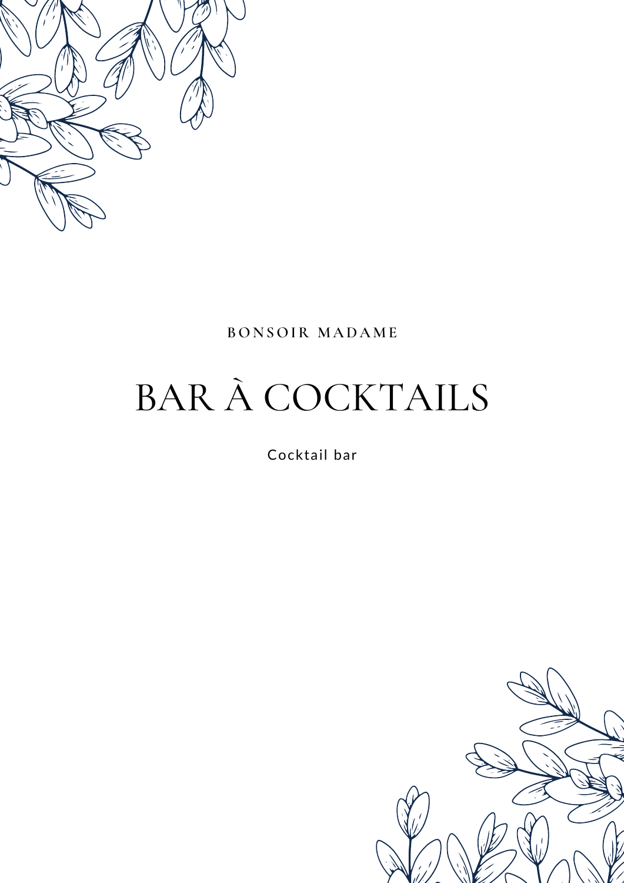BONSOIR MADAME

# BAR À COCKTAILS

Cocktail bar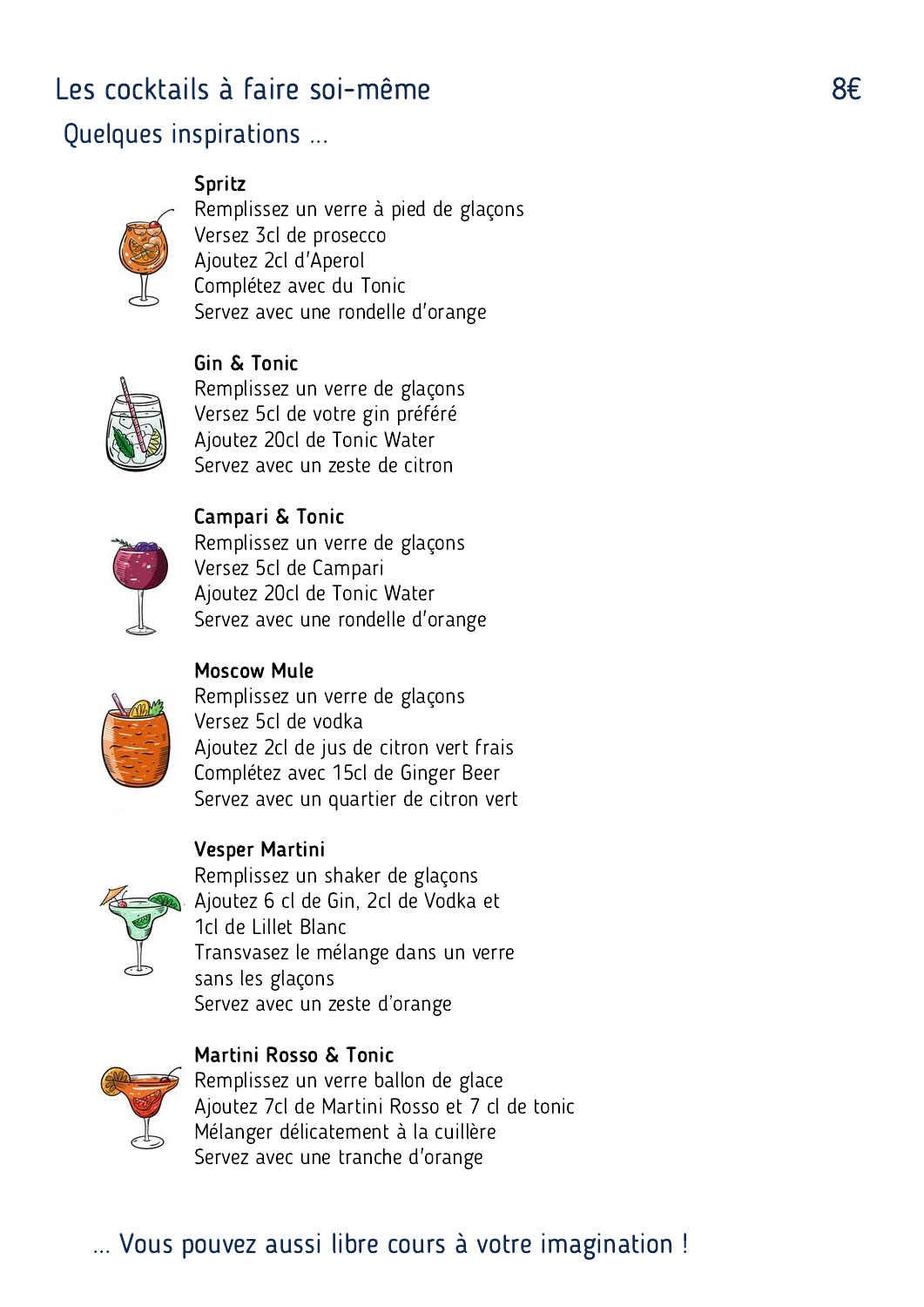# Les cocktails à faire soi-même 8€

## Quelques inspirations ...

**Spritz**
Remplissez un verre à pied de glaçons
Versez 3cl de prosecco
Ajoutez 2cl d'Aperol
Complétez avec du Tonic
Servez avec une rondelle d'orange

**Gin & Tonic**
Remplissez un verre de glaçons
Versez 5cl de votre gin préféré
Ajoutez 20cl de Tonic Water
Servez avec un zeste de citron

**Campari & Tonic**
Remplissez un verre de glaçons
Versez 5cl de Campari
Ajoutez 20cl de Tonic Water
Servez avec une rondelle d'orange

**Moscow Mule**
Remplissez un verre de glaçons
Versez 5cl de vodka
Ajoutez 2cl de jus de citron vert frais
Complétez avec 15cl de Ginger Beer
Servez avec un quartier de citron vert

**Vesper Martini**
Remplissez un shaker de glaçons
Ajoutez 6 cl de Gin, 2cl de Vodka et
1cl de Lillet Blanc
Transvasez le mélange dans un verre
sans les glaçons
Servez avec un zeste d'orange

**Martini Rosso & Tonic**
Remplissez un verre ballon de glace
Ajoutez 7cl de Martini Rosso et 7 cl de tonic
Mélanger délicatement à la cuillère
Servez avec une tranche d'orange

... Vous pouvez aussi libre cours à votre imagination !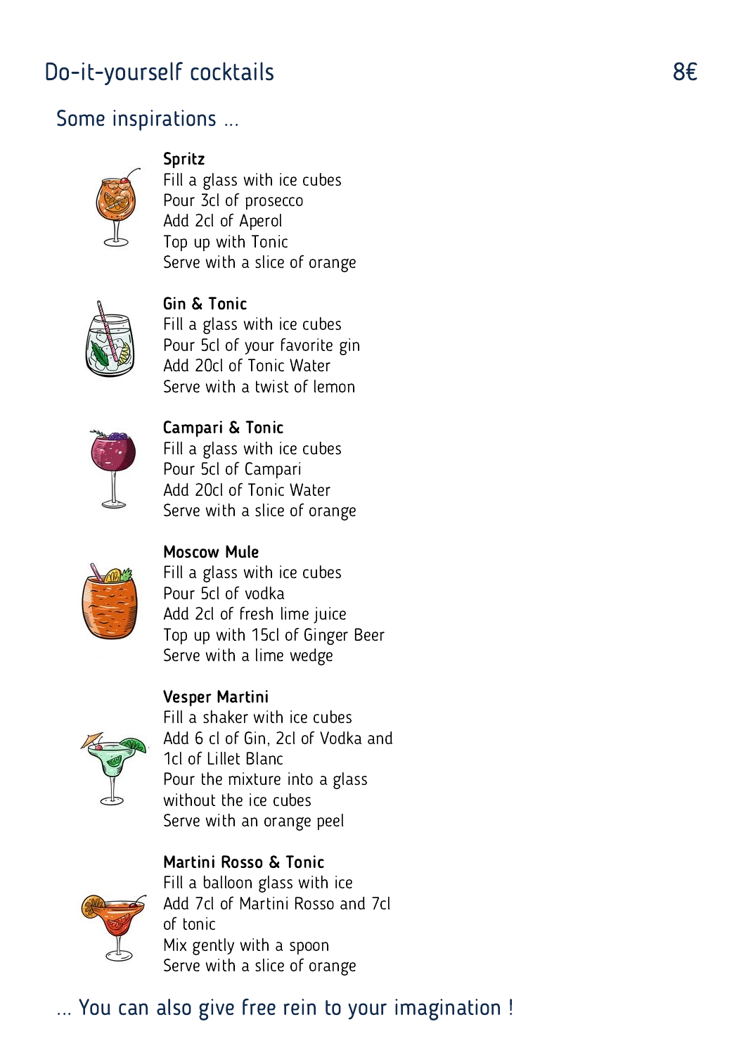## Do-it-yourself cocktails 8€

### Some inspirations ...

**Spritz**
Fill a glass with ice cubes
Pour 3cl of prosecco
Add 2cl of Aperol
Top up with Tonic
Serve with a slice of orange

**Gin & Tonic**
Fill a glass with ice cubes
Pour 5cl of your favorite gin
Add 20cl of Tonic Water
Serve with a twist of lemon

**Campari & Tonic**
Fill a glass with ice cubes
Pour 5cl of Campari
Add 20cl of Tonic Water
Serve with a slice of orange

**Moscow Mule**
Fill a glass with ice cubes
Pour 5cl of vodka
Add 2cl of fresh lime juice
Top up with 15cl of Ginger Beer
Serve with a lime wedge

**Vesper Martini**
Fill a shaker with ice cubes
Add 6 cl of Gin, 2cl of Vodka and 1cl of Lillet Blanc
Pour the mixture into a glass without the ice cubes
Serve with an orange peel

**Martini Rosso & Tonic**
Fill a balloon glass with ice
Add 7cl of Martini Rosso and 7cl of tonic
Mix gently with a spoon
Serve with a slice of orange

... You can also give free rein to your imagination !